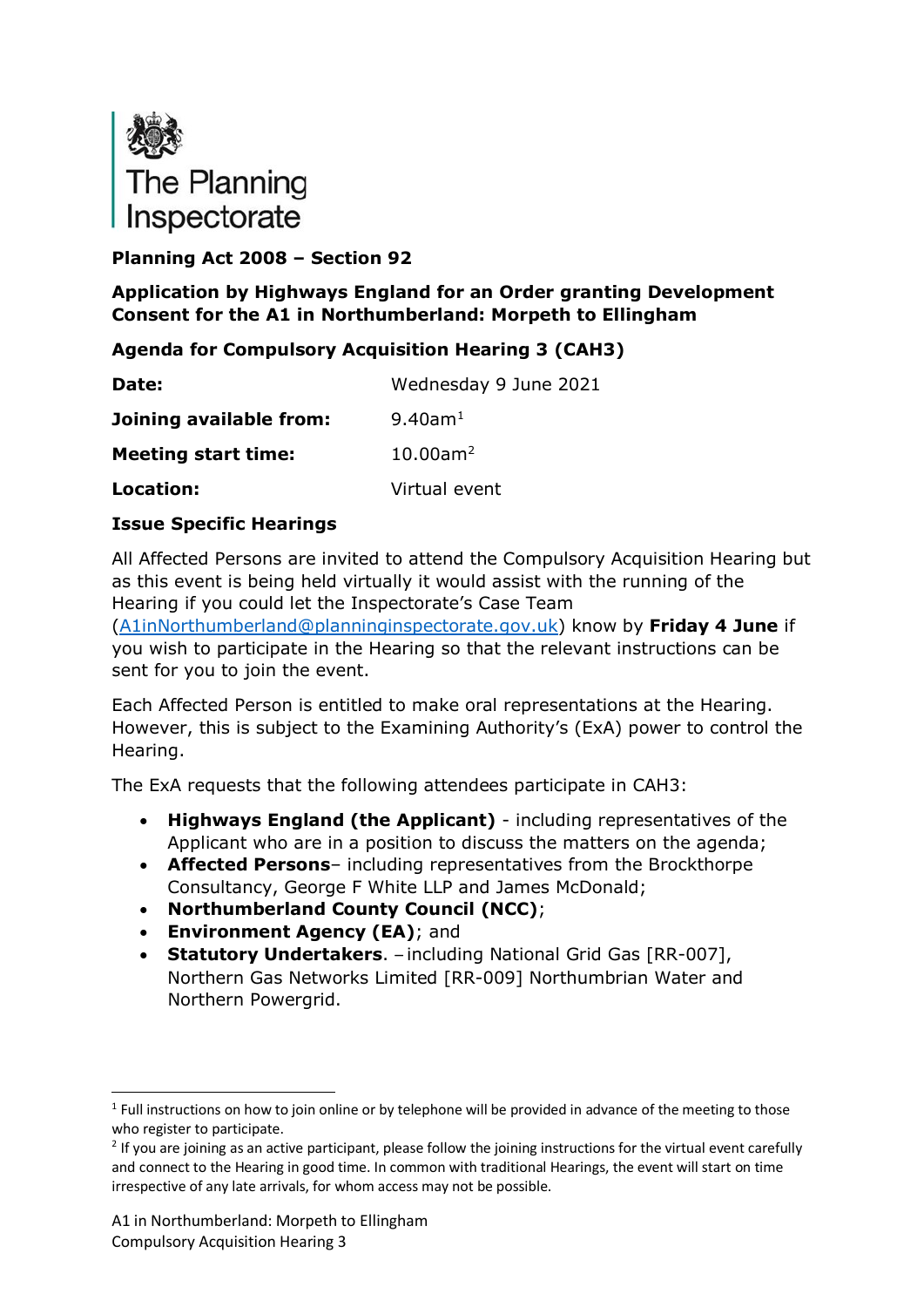The Planning Inspectorate

**Planning Act 2008 – Section 92**

**Application by Highways England for an Order granting Development Consent for the A1 in Northumberland: Morpeth to Ellingham**

**Agenda for Compulsory Acquisition Hearing 3 (CAH3)**

| | |
|---|---|
| **Date:** | Wednesday 9 June 2021 |
| **Joining available from:** | 9.40am[1] |
| **Meeting start time:** | 10.00am[2] |
| **Location:** | Virtual event |

**Issue Specific Hearings**

All Affected Persons are invited to attend the Compulsory Acquisition Hearing but as this event is being held virtually it would assist with the running of the Hearing if you could let the Inspectorate's Case Team (A1inNorthumberland@planninginspectorate.gov.uk) know by **Friday 4 June** if you wish to participate in the Hearing so that the relevant instructions can be sent for you to join the event.

Each Affected Person is entitled to make oral representations at the Hearing. However, this is subject to the Examining Authority's (ExA) power to control the Hearing.

The ExA requests that the following attendees participate in CAH3:

- **Highways England (the Applicant)** - including representatives of the Applicant who are in a position to discuss the matters on the agenda;
- **Affected Persons**– including representatives from the Brockthorpe Consultancy, George F White LLP and James McDonald;
- **Northumberland County Council (NCC)**;
- **Environment Agency (EA)**; and
- **Statutory Undertakers**. – including National Grid Gas [RR-007], Northern Gas Networks Limited [RR-009] Northumbrian Water and Northern Powergrid.

[1] Full instructions on how to join online or by telephone will be provided in advance of the meeting to those who register to participate.

[2] If you are joining as an active participant, please follow the joining instructions for the virtual event carefully and connect to the Hearing in good time. In common with traditional Hearings, the event will start on time irrespective of any late arrivals, for whom access may not be possible.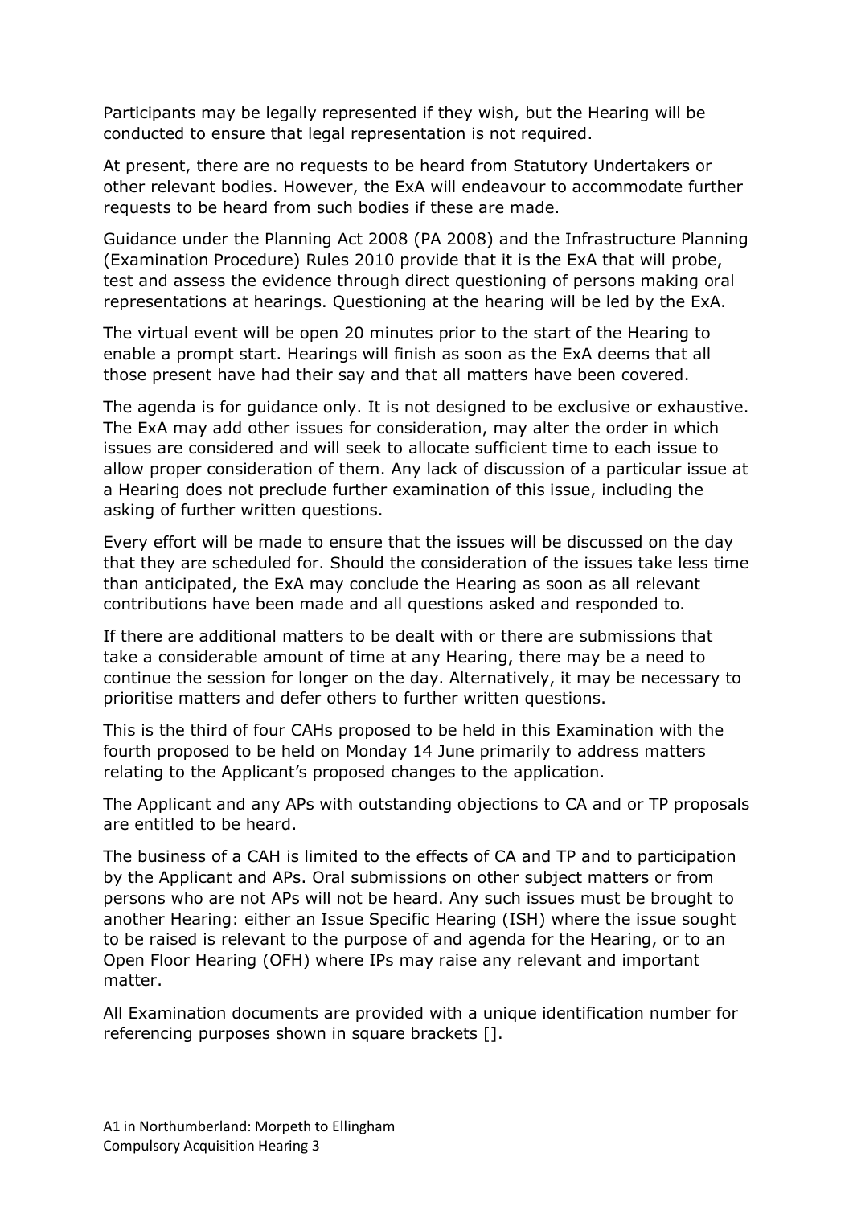Participants may be legally represented if they wish, but the Hearing will be conducted to ensure that legal representation is not required.

At present, there are no requests to be heard from Statutory Undertakers or other relevant bodies. However, the ExA will endeavour to accommodate further requests to be heard from such bodies if these are made.

Guidance under the Planning Act 2008 (PA 2008) and the Infrastructure Planning (Examination Procedure) Rules 2010 provide that it is the ExA that will probe, test and assess the evidence through direct questioning of persons making oral representations at hearings. Questioning at the hearing will be led by the ExA.

The virtual event will be open 20 minutes prior to the start of the Hearing to enable a prompt start. Hearings will finish as soon as the ExA deems that all those present have had their say and that all matters have been covered.

The agenda is for guidance only. It is not designed to be exclusive or exhaustive. The ExA may add other issues for consideration, may alter the order in which issues are considered and will seek to allocate sufficient time to each issue to allow proper consideration of them. Any lack of discussion of a particular issue at a Hearing does not preclude further examination of this issue, including the asking of further written questions.

Every effort will be made to ensure that the issues will be discussed on the day that they are scheduled for. Should the consideration of the issues take less time than anticipated, the ExA may conclude the Hearing as soon as all relevant contributions have been made and all questions asked and responded to.

If there are additional matters to be dealt with or there are submissions that take a considerable amount of time at any Hearing, there may be a need to continue the session for longer on the day. Alternatively, it may be necessary to prioritise matters and defer others to further written questions.

This is the third of four CAHs proposed to be held in this Examination with the fourth proposed to be held on Monday 14 June primarily to address matters relating to the Applicant's proposed changes to the application.

The Applicant and any APs with outstanding objections to CA and or TP proposals are entitled to be heard.

The business of a CAH is limited to the effects of CA and TP and to participation by the Applicant and APs. Oral submissions on other subject matters or from persons who are not APs will not be heard. Any such issues must be brought to another Hearing: either an Issue Specific Hearing (ISH) where the issue sought to be raised is relevant to the purpose of and agenda for the Hearing, or to an Open Floor Hearing (OFH) where IPs may raise any relevant and important matter.

All Examination documents are provided with a unique identification number for referencing purposes shown in square brackets [].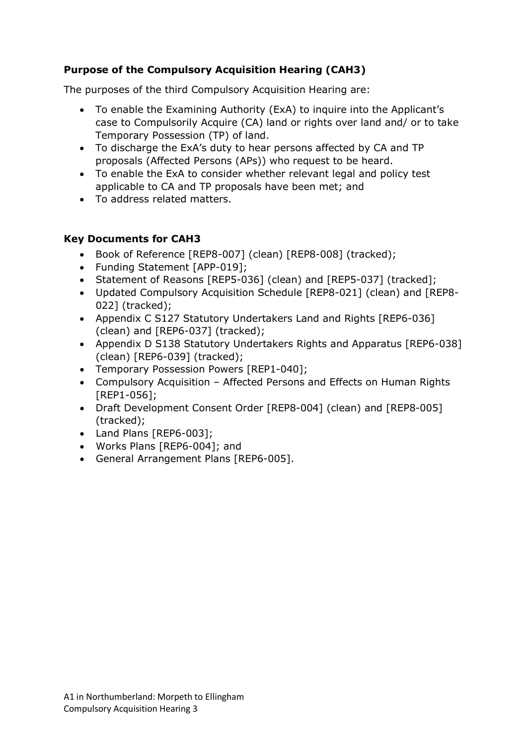**Purpose of the Compulsory Acquisition Hearing (CAH3)**

The purposes of the third Compulsory Acquisition Hearing are:

- To enable the Examining Authority (ExA) to inquire into the Applicant's case to Compulsorily Acquire (CA) land or rights over land and/ or to take Temporary Possession (TP) of land.
- To discharge the ExA's duty to hear persons affected by CA and TP proposals (Affected Persons (APs)) who request to be heard.
- To enable the ExA to consider whether relevant legal and policy test applicable to CA and TP proposals have been met; and
- To address related matters.

**Key Documents for CAH3**

- Book of Reference [REP8-007] (clean) [REP8-008] (tracked);
- Funding Statement [APP-019];
- Statement of Reasons [REP5-036] (clean) and [REP5-037] (tracked];
- Updated Compulsory Acquisition Schedule [REP8-021] (clean) and [REP8-022] (tracked);
- Appendix C S127 Statutory Undertakers Land and Rights [REP6-036] (clean) and [REP6-037] (tracked);
- Appendix D S138 Statutory Undertakers Rights and Apparatus [REP6-038] (clean) [REP6-039] (tracked);
- Temporary Possession Powers [REP1-040];
- Compulsory Acquisition – Affected Persons and Effects on Human Rights [REP1-056];
- Draft Development Consent Order [REP8-004] (clean) and [REP8-005] (tracked);
- Land Plans [REP6-003];
- Works Plans [REP6-004]; and
- General Arrangement Plans [REP6-005].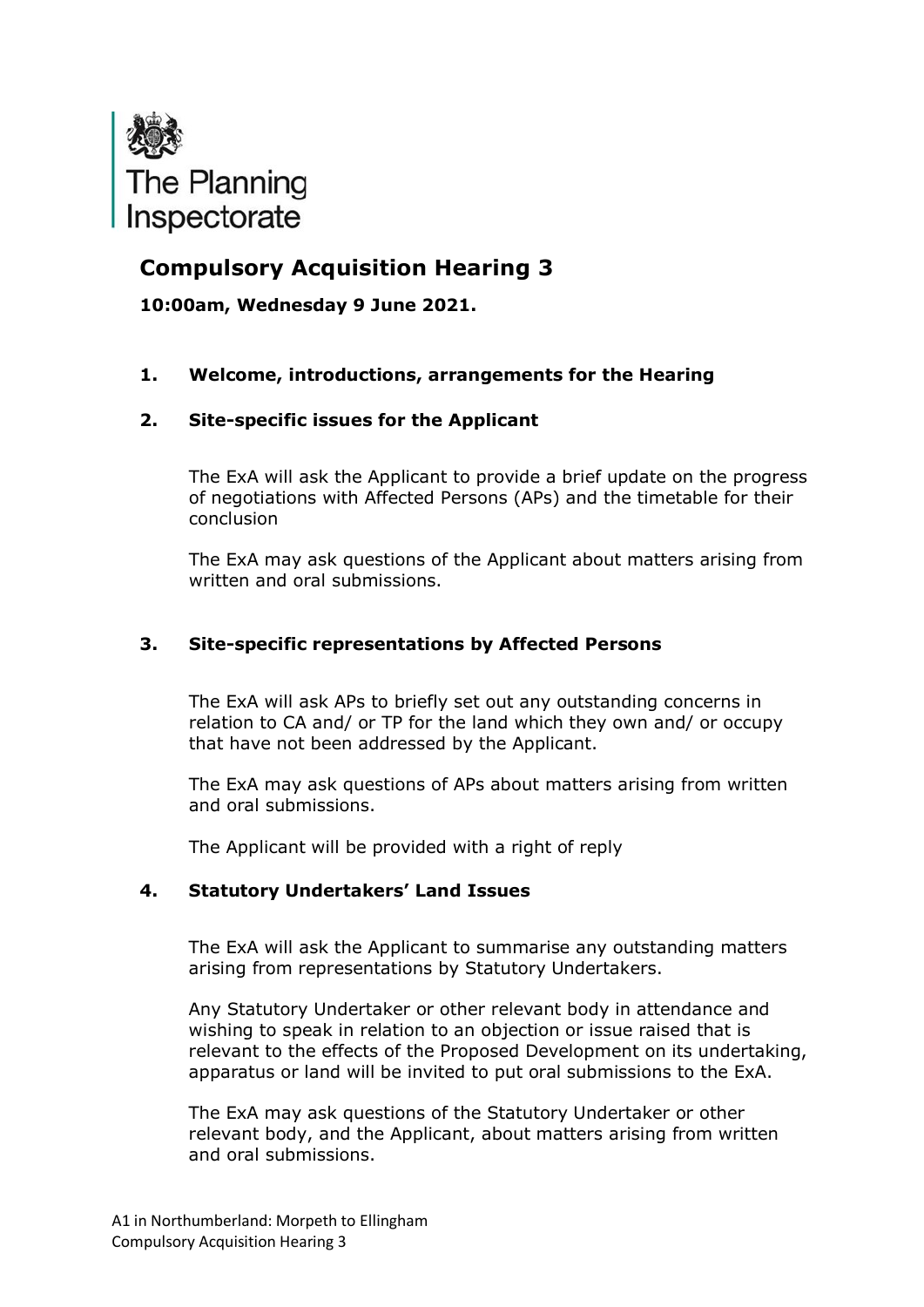The Planning Inspectorate

# Compulsory Acquisition Hearing 3

**10:00am, Wednesday 9 June 2021.**

## 1. Welcome, introductions, arrangements for the Hearing

## 2. Site-specific issues for the Applicant

The ExA will ask the Applicant to provide a brief update on the progress of negotiations with Affected Persons (APs) and the timetable for their conclusion

The ExA may ask questions of the Applicant about matters arising from written and oral submissions.

## 3. Site-specific representations by Affected Persons

The ExA will ask APs to briefly set out any outstanding concerns in relation to CA and/ or TP for the land which they own and/ or occupy that have not been addressed by the Applicant.

The ExA may ask questions of APs about matters arising from written and oral submissions.

The Applicant will be provided with a right of reply

## 4. Statutory Undertakers' Land Issues

The ExA will ask the Applicant to summarise any outstanding matters arising from representations by Statutory Undertakers.

Any Statutory Undertaker or other relevant body in attendance and wishing to speak in relation to an objection or issue raised that is relevant to the effects of the Proposed Development on its undertaking, apparatus or land will be invited to put oral submissions to the ExA.

The ExA may ask questions of the Statutory Undertaker or other relevant body, and the Applicant, about matters arising from written and oral submissions.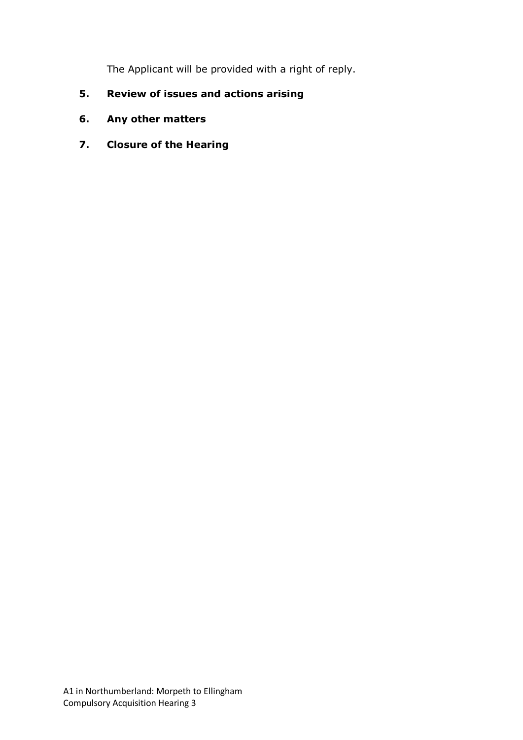The Applicant will be provided with a right of reply.

**5. Review of issues and actions arising**

**6. Any other matters**

**7. Closure of the Hearing**